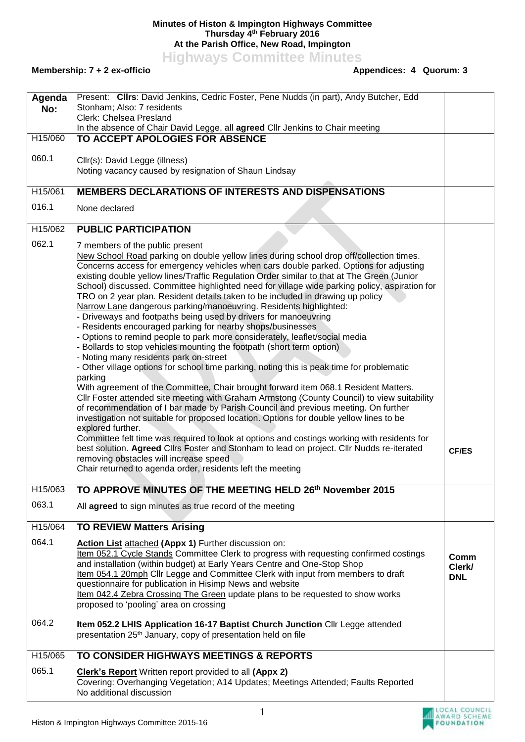# Minutes of Histon & Impington Highways Committee
## Thursday 4th February 2016
## At the Parish Office, New Road, Impington

# Highways Committee Minutes

**Membership: 7 + 2 ex-officio** **Appendices: 4 Quorum: 3**

| Agenda No: | Present: **Cllrs**: David Jenkins, Cedric Foster, Pene Nudds (in part), Andy Butcher, Edd Stonham; Also: 7 residents<br>Clerk: Chelsea Presland<br>In the absence of Chair David Legge, all **agreed** Cllr Jenkins to Chair meeting | |
|---|---|---|
| H15/060 | **TO ACCEPT APOLOGIES FOR ABSENCE** | |
| 060.1 | Cllr(s): David Legge (illness)<br>Noting vacancy caused by resignation of Shaun Lindsay | |
| H15/061 | **MEMBERS DECLARATIONS OF INTERESTS AND DISPENSATIONS** | |
| 016.1 | None declared | |
| H15/062 | **PUBLIC PARTICIPATION** | |
| 062.1 | 7 members of the public present<br>New School Road parking on double yellow lines during school drop off/collection times. Concerns access for emergency vehicles when cars double parked. Options for adjusting existing double yellow lines/Traffic Regulation Order similar to that at The Green (Junior School) discussed. Committee highlighted need for village wide parking policy, aspiration for TRO on 2 year plan. Resident details taken to be included in drawing up policy<br>Narrow Lane dangerous parking/manoeuvring. Residents highlighted:<br>- Driveways and footpaths being used by drivers for manoeuvring<br>- Residents encouraged parking for nearby shops/businesses<br>- Options to remind people to park more considerately, leaflet/social media<br>- Bollards to stop vehicles mounting the footpath (short term option)<br>- Noting many residents park on-street<br>- Other village options for school time parking, noting this is peak time for problematic parking<br>With agreement of the Committee, Chair brought forward item 068.1 Resident Matters. Cllr Foster attended site meeting with Graham Armstong (County Council) to view suitability of recommendation of I bar made by Parish Council and previous meeting. On further investigation not suitable for proposed location. Options for double yellow lines to be explored further.<br>Committee felt time was required to look at options and costings working with residents for best solution. **Agreed** Cllrs Foster and Stonham to lead on project. Cllr Nudds re-iterated removing obstacles will increase speed<br>Chair returned to agenda order, residents left the meeting | **CF/ES** |
| H15/063 | **TO APPROVE MINUTES OF THE MEETING HELD 26th November 2015** | |
| 063.1 | All **agreed** to sign minutes as true record of the meeting | |
| H15/064 | **TO REVIEW Matters Arising** | |
| 064.1 | **Action List** attached **(Appx 1)** Further discussion on:<br>Item 052.1 Cycle Stands Committee Clerk to progress with requesting confirmed costings and installation (within budget) at Early Years Centre and One-Stop Shop<br>Item 054.1 20mph Cllr Legge and Committee Clerk with input from members to draft questionnaire for publication in Hisimp News and website<br>Item 042.4 Zebra Crossing The Green update plans to be requested to show works proposed to 'pooling' area on crossing | **Comm Clerk/ DNL** |
| 064.2 | **Item 052.2 LHIS Application 16-17 Baptist Church Junction** Cllr Legge attended presentation 25th January, copy of presentation held on file | |
| H15/065 | **TO CONSIDER HIGHWAYS MEETINGS & REPORTS** | |
| 065.1 | **Clerk's Report** Written report provided to all **(Appx 2)**<br>Covering: Overhanging Vegetation; A14 Updates; Meetings Attended; Faults Reported<br>No additional discussion | |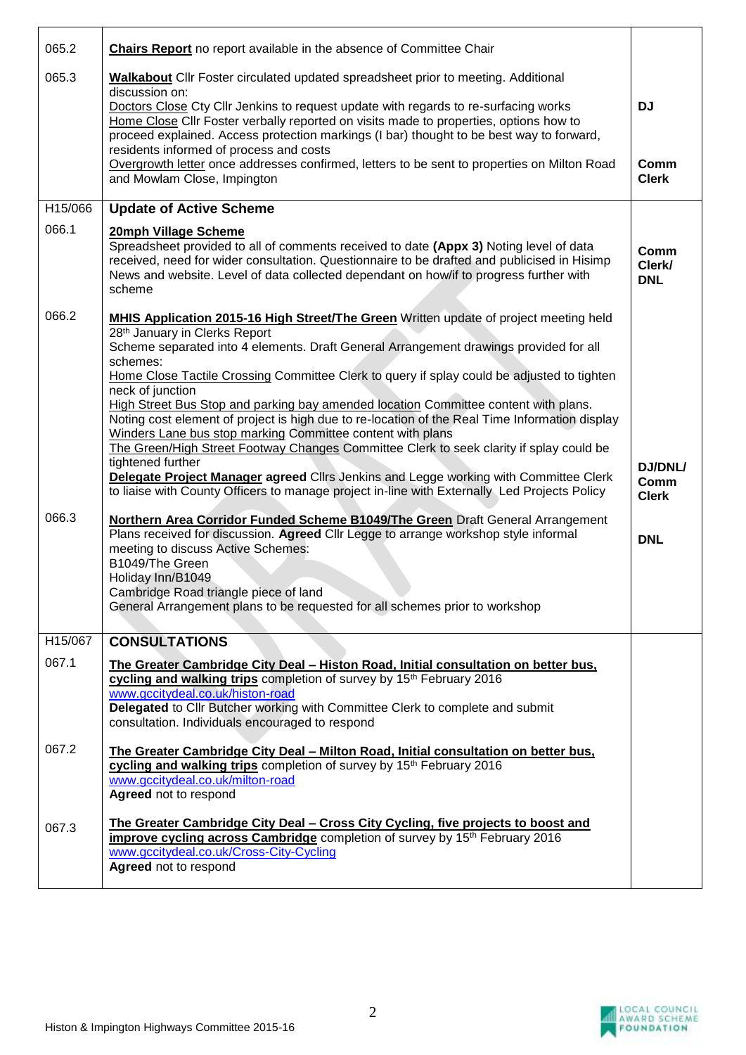| | | |
|---|---|---|
| 065.2 | **Chairs Report** no report available in the absence of Committee Chair | |
| 065.3 | **Walkabout** Cllr Foster circulated updated spreadsheet prior to meeting. Additional discussion on:<br>Doctors Close Cty Cllr Jenkins to request update with regards to re-surfacing works<br>Home Close Cllr Foster verbally reported on visits made to properties, options how to proceed explained. Access protection markings (I bar) thought to be best way to forward, residents informed of process and costs<br>Overgrowth letter once addresses confirmed, letters to be sent to properties on Milton Road and Mowlam Close, Impington | **DJ**<br><br>**Comm Clerk** |
| H15/066 | **Update of Active Scheme** | |
| 066.1 | **20mph Village Scheme**<br>Spreadsheet provided to all of comments received to date **(Appx 3)** Noting level of data received, need for wider consultation. Questionnaire to be drafted and publicised in Hisimp News and website. Level of data collected dependant on how/if to progress further with scheme | **Comm Clerk/ DNL** |
| 066.2 | **MHIS Application 2015-16 High Street/The Green** Written update of project meeting held 28th January in Clerks Report<br>Scheme separated into 4 elements. Draft General Arrangement drawings provided for all schemes:<br>Home Close Tactile Crossing Committee Clerk to query if splay could be adjusted to tighten neck of junction<br>High Street Bus Stop and parking bay amended location Committee content with plans. Noting cost element of project is high due to re-location of the Real Time Information display<br>Winders Lane bus stop marking Committee content with plans<br>The Green/High Street Footway Changes Committee Clerk to seek clarity if splay could be tightened further<br>**Delegate Project Manager agreed** Cllrs Jenkins and Legge working with Committee Clerk to liaise with County Officers to manage project in-line with Externally Led Projects Policy | **DJ/DNL/ Comm Clerk** |
| 066.3 | **Northern Area Corridor Funded Scheme B1049/The Green** Draft General Arrangement Plans received for discussion. **Agreed** Cllr Legge to arrange workshop style informal meeting to discuss Active Schemes:<br>B1049/The Green<br>Holiday Inn/B1049<br>Cambridge Road triangle piece of land<br>General Arrangement plans to be requested for all schemes prior to workshop | **DNL** |
| H15/067 | **CONSULTATIONS** | |
| 067.1 | **The Greater Cambridge City Deal – Histon Road, Initial consultation on better bus, cycling and walking trips** completion of survey by 15th February 2016<br>www.gccitydeal.co.uk/histon-road<br>**Delegated** to Cllr Butcher working with Committee Clerk to complete and submit consultation. Individuals encouraged to respond | |
| 067.2 | **The Greater Cambridge City Deal – Milton Road, Initial consultation on better bus, cycling and walking trips** completion of survey by 15th February 2016<br>www.gccitydeal.co.uk/milton-road<br>**Agreed** not to respond | |
| 067.3 | **The Greater Cambridge City Deal – Cross City Cycling, five projects to boost and improve cycling across Cambridge** completion of survey by 15th February 2016<br>www.gccitydeal.co.uk/Cross-City-Cycling<br>**Agreed** not to respond | |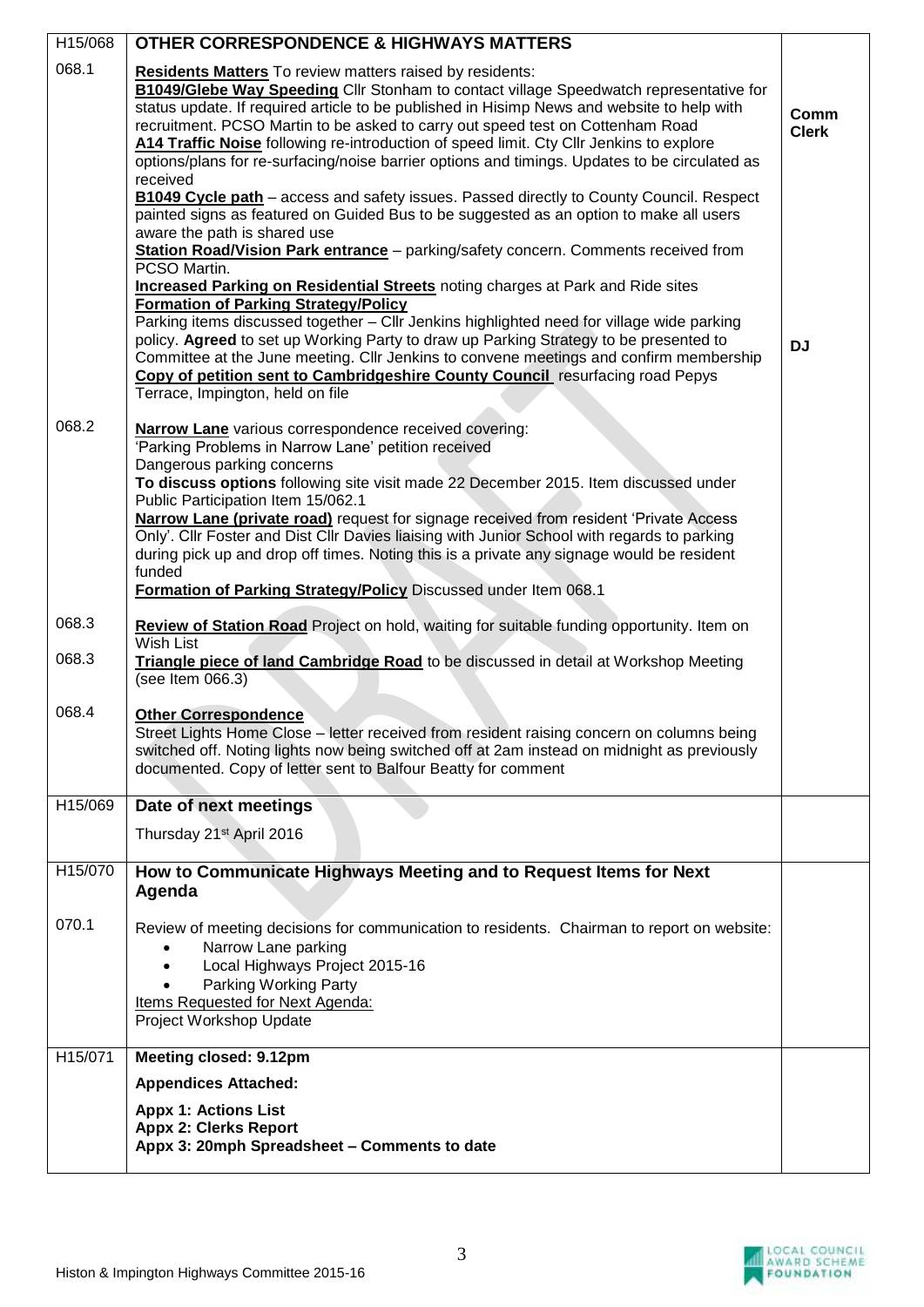| | | |
|---|---|---|
| H15/068 | **OTHER CORRESPONDENCE & HIGHWAYS MATTERS** | |
| 068.1 | **Residents Matters** To review matters raised by residents:<br>**B1049/Glebe Way Speeding** Cllr Stonham to contact village Speedwatch representative for status update. If required article to be published in Hisimp News and website to help with recruitment. PCSO Martin to be asked to carry out speed test on Cottenham Road<br>**A14 Traffic Noise** following re-introduction of speed limit. Cty Cllr Jenkins to explore options/plans for re-surfacing/noise barrier options and timings. Updates to be circulated as received<br>**B1049 Cycle path** – access and safety issues. Passed directly to County Council. Respect painted signs as featured on Guided Bus to be suggested as an option to make all users aware the path is shared use<br>**Station Road/Vision Park entrance** – parking/safety concern. Comments received from PCSO Martin.<br>**Increased Parking on Residential Streets** noting charges at Park and Ride sites<br>**Formation of Parking Strategy/Policy**<br>Parking items discussed together – Cllr Jenkins highlighted need for village wide parking policy. **Agreed** to set up Working Party to draw up Parking Strategy to be presented to Committee at the June meeting. Cllr Jenkins to convene meetings and confirm membership<br>**Copy of petition sent to Cambridgeshire County Council** resurfacing road Pepys Terrace, Impington, held on file | **Comm Clerk**<br><br><br><br><br><br><br>**DJ** |
| 068.2 | **Narrow Lane** various correspondence received covering:<br>'Parking Problems in Narrow Lane' petition received<br>Dangerous parking concerns<br>**To discuss options** following site visit made 22 December 2015. Item discussed under Public Participation Item 15/062.1<br>**Narrow Lane (private road)** request for signage received from resident 'Private Access Only'. Cllr Foster and Dist Cllr Davies liaising with Junior School with regards to parking during pick up and drop off times. Noting this is a private any signage would be resident funded<br>**Formation of Parking Strategy/Policy** Discussed under Item 068.1 | |
| 068.3 | **Review of Station Road** Project on hold, waiting for suitable funding opportunity. Item on Wish List | |
| 068.3 | **Triangle piece of land Cambridge Road** to be discussed in detail at Workshop Meeting (see Item 066.3) | |
| 068.4 | **Other Correspondence**<br>Street Lights Home Close – letter received from resident raising concern on columns being switched off. Noting lights now being switched off at 2am instead on midnight as previously documented. Copy of letter sent to Balfour Beatty for comment | |
| H15/069 | **Date of next meetings**<br>Thursday 21st April 2016 | |
| H15/070 | **How to Communicate Highways Meeting and to Request Items for Next Agenda** | |
| 070.1 | Review of meeting decisions for communication to residents. Chairman to report on website:<br>• Narrow Lane parking<br>• Local Highways Project 2015-16<br>• Parking Working Party<br>Items Requested for Next Agenda:<br>Project Workshop Update | |
| H15/071 | **Meeting closed: 9.12pm**<br>**Appendices Attached:**<br>**Appx 1: Actions List**<br>**Appx 2: Clerks Report**<br>**Appx 3: 20mph Spreadsheet – Comments to date** | |